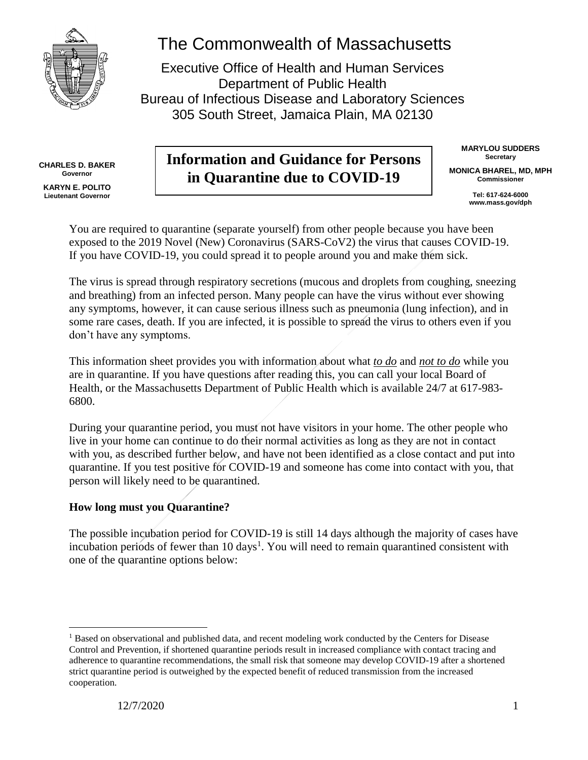# The Commonwealth of Massachusetts

Executive Office of Health and Human Services
Department of Public Health
Bureau of Infectious Disease and Laboratory Sciences
305 South Street, Jamaica Plain, MA 02130

**CHARLES D. BAKER**
**Governor**

**KARYN E. POLITO**
**Lieutenant Governor**

**MARYLOU SUDDERS**
**Secretary**

**MONICA BHAREL, MD, MPH**
**Commissioner**

**Tel: 617-624-6000**
**www.mass.gov/dph**

## Information and Guidance for Persons in Quarantine due to COVID-19

You are required to quarantine (separate yourself) from other people because you have been exposed to the 2019 Novel (New) Coronavirus (SARS-CoV2) the virus that causes COVID-19. If you have COVID-19, you could spread it to people around you and make them sick.

The virus is spread through respiratory secretions (mucous and droplets from coughing, sneezing and breathing) from an infected person. Many people can have the virus without ever showing any symptoms, however, it can cause serious illness such as pneumonia (lung infection), and in some rare cases, death. If you are infected, it is possible to spread the virus to others even if you don't have any symptoms.

This information sheet provides you with information about what ***to do*** and ***not to do*** while you are in quarantine. If you have questions after reading this, you can call your local Board of Health, or the Massachusetts Department of Public Health which is available 24/7 at 617-983-6800.

During your quarantine period, you must not have visitors in your home. The other people who live in your home can continue to do their normal activities as long as they are not in contact with you, as described further below, and have not been identified as a close contact and put into quarantine. If you test positive for COVID-19 and someone has come into contact with you, that person will likely need to be quarantined.

**How long must you Quarantine?**

The possible incubation period for COVID-19 is still 14 days although the majority of cases have incubation periods of fewer than 10 days[1]. You will need to remain quarantined consistent with one of the quarantine options below:

[1] Based on observational and published data, and recent modeling work conducted by the Centers for Disease Control and Prevention, if shortened quarantine periods result in increased compliance with contact tracing and adherence to quarantine recommendations, the small risk that someone may develop COVID-19 after a shortened strict quarantine period is outweighed by the expected benefit of reduced transmission from the increased cooperation.

12/7/2020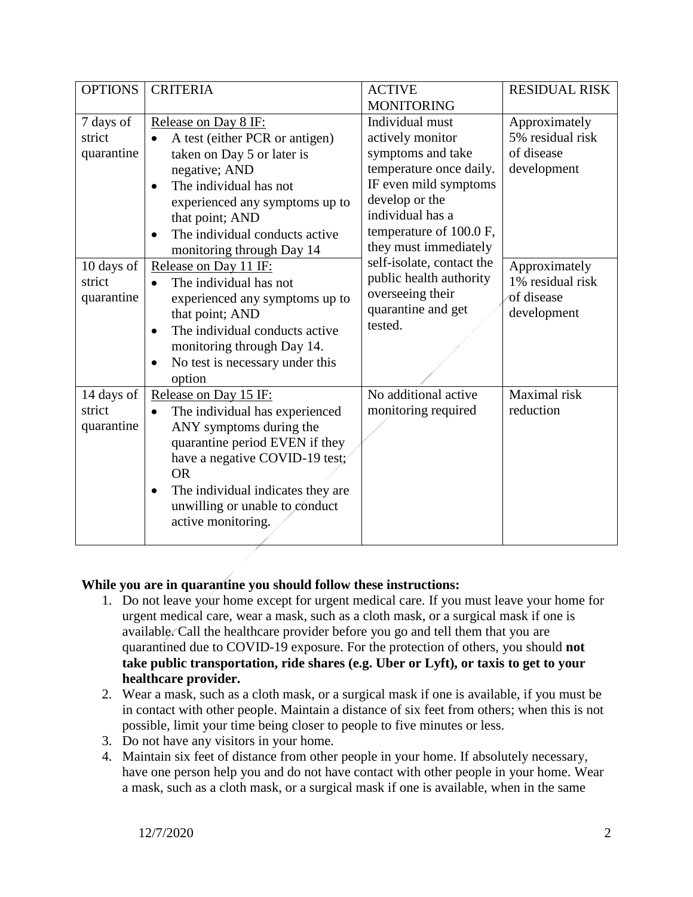| OPTIONS | CRITERIA | ACTIVE MONITORING | RESIDUAL RISK |
|---|---|---|---|
| 7 days of strict quarantine | Release on Day 8 IF:<br>• A test (either PCR or antigen) taken on Day 5 or later is negative; AND<br>• The individual has not experienced any symptoms up to that point; AND<br>• The individual conducts active monitoring through Day 14 | Individual must actively monitor symptoms and take temperature once daily. IF even mild symptoms develop or the individual has a temperature of 100.0 F, they must immediately self-isolate, contact the public health authority overseeing their quarantine and get tested. | Approximately 5% residual risk of disease development |
| 10 days of strict quarantine | Release on Day 11 IF:<br>• The individual has not experienced any symptoms up to that point; AND<br>• The individual conducts active monitoring through Day 14.<br>• No test is necessary under this option | | Approximately 1% residual risk of disease development |
| 14 days of strict quarantine | Release on Day 15 IF:<br>• The individual has experienced ANY symptoms during the quarantine period EVEN if they have a negative COVID-19 test; OR<br>• The individual indicates they are unwilling or unable to conduct active monitoring. | No additional active monitoring required | Maximal risk reduction |

**While you are in quarantine you should follow these instructions:**

1. Do not leave your home except for urgent medical care. If you must leave your home for urgent medical care, wear a mask, such as a cloth mask, or a surgical mask if one is available. Call the healthcare provider before you go and tell them that you are quarantined due to COVID-19 exposure. For the protection of others, you should **not take public transportation, ride shares (e.g. Uber or Lyft), or taxis to get to your healthcare provider.**
2. Wear a mask, such as a cloth mask, or a surgical mask if one is available, if you must be in contact with other people. Maintain a distance of six feet from others; when this is not possible, limit your time being closer to people to five minutes or less.
3. Do not have any visitors in your home.
4. Maintain six feet of distance from other people in your home. If absolutely necessary, have one person help you and do not have contact with other people in your home. Wear a mask, such as a cloth mask, or a surgical mask if one is available, when in the same

12/7/2020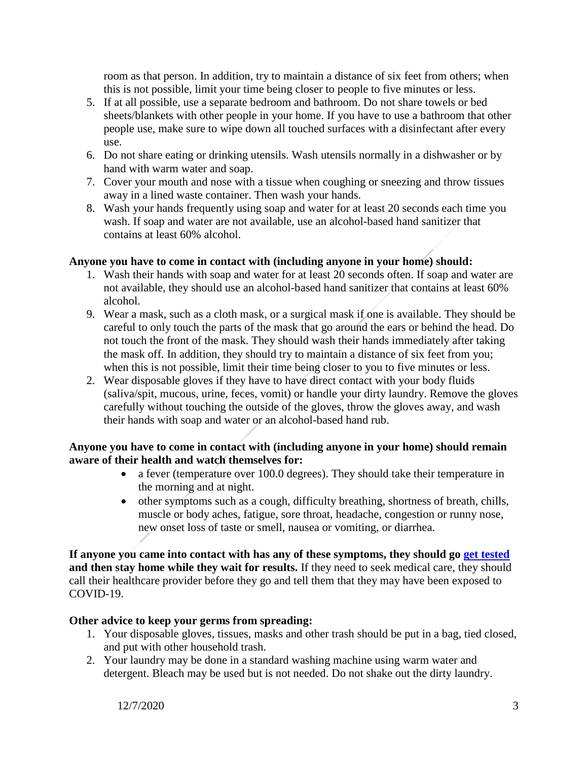room as that person. In addition, try to maintain a distance of six feet from others; when this is not possible, limit your time being closer to people to five minutes or less.

5. If at all possible, use a separate bedroom and bathroom. Do not share towels or bed sheets/blankets with other people in your home. If you have to use a bathroom that other people use, make sure to wipe down all touched surfaces with a disinfectant after every use.
6. Do not share eating or drinking utensils. Wash utensils normally in a dishwasher or by hand with warm water and soap.
7. Cover your mouth and nose with a tissue when coughing or sneezing and throw tissues away in a lined waste container. Then wash your hands.
8. Wash your hands frequently using soap and water for at least 20 seconds each time you wash. If soap and water are not available, use an alcohol-based hand sanitizer that contains at least 60% alcohol.

**Anyone you have to come in contact with (including anyone in your home) should:**

1. Wash their hands with soap and water for at least 20 seconds often. If soap and water are not available, they should use an alcohol-based hand sanitizer that contains at least 60% alcohol.
9. Wear a mask, such as a cloth mask, or a surgical mask if one is available. They should be careful to only touch the parts of the mask that go around the ears or behind the head. Do not touch the front of the mask. They should wash their hands immediately after taking the mask off. In addition, they should try to maintain a distance of six feet from you; when this is not possible, limit their time being closer to you to five minutes or less.
2. Wear disposable gloves if they have to have direct contact with your body fluids (saliva/spit, mucous, urine, feces, vomit) or handle your dirty laundry. Remove the gloves carefully without touching the outside of the gloves, throw the gloves away, and wash their hands with soap and water or an alcohol-based hand rub.

**Anyone you have to come in contact with (including anyone in your home) should remain aware of their health and watch themselves for:**

- a fever (temperature over 100.0 degrees). They should take their temperature in the morning and at night.
- other symptoms such as a cough, difficulty breathing, shortness of breath, chills, muscle or body aches, fatigue, sore throat, headache, congestion or runny nose, new onset loss of taste or smell, nausea or vomiting, or diarrhea.

**If anyone you came into contact with has any of these symptoms, they should go get tested and then stay home while they wait for results.** If they need to seek medical care, they should call their healthcare provider before they go and tell them that they may have been exposed to COVID-19.

**Other advice to keep your germs from spreading:**

1. Your disposable gloves, tissues, masks and other trash should be put in a bag, tied closed, and put with other household trash.
2. Your laundry may be done in a standard washing machine using warm water and detergent. Bleach may be used but is not needed. Do not shake out the dirty laundry.

12/7/2020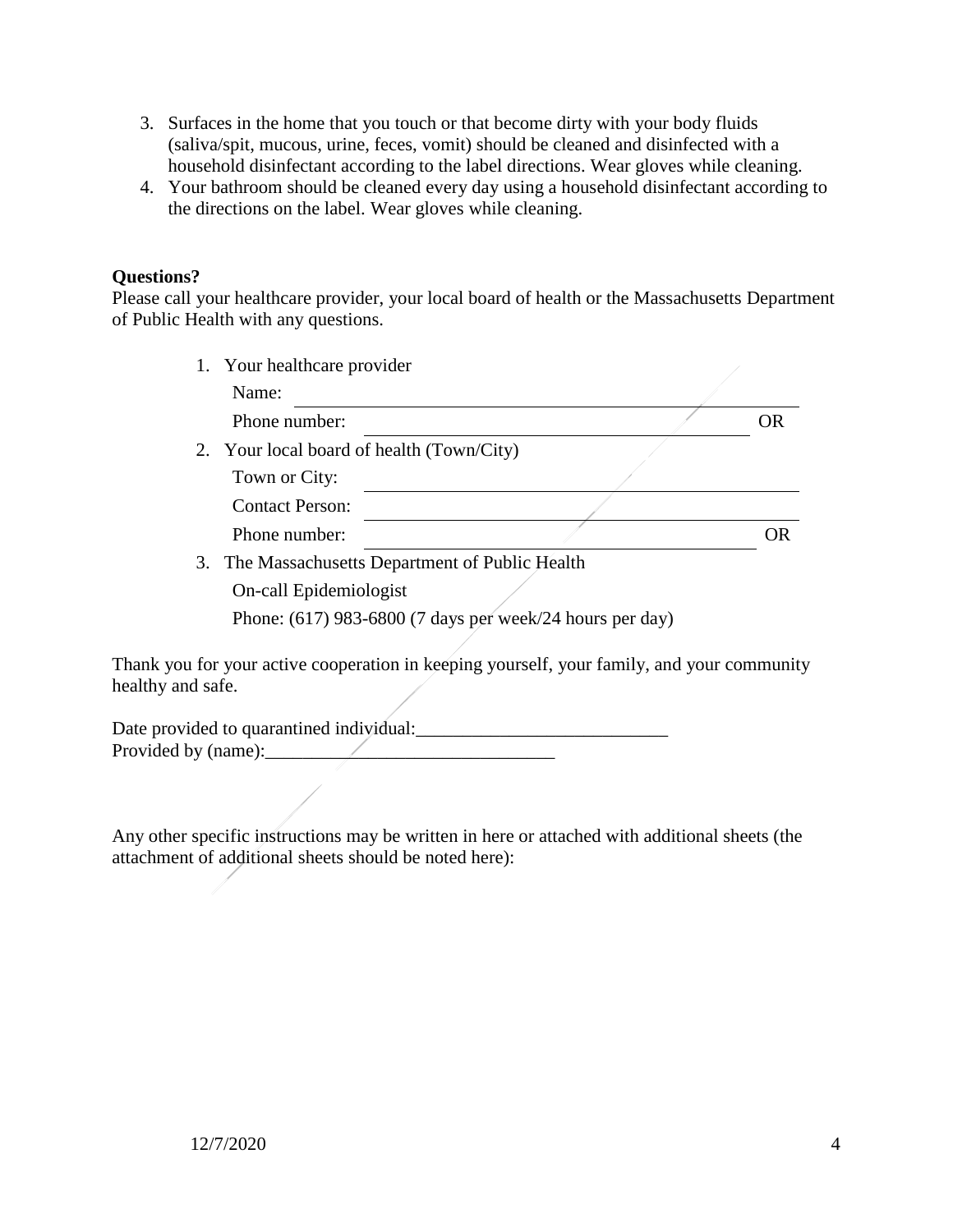3. Surfaces in the home that you touch or that become dirty with your body fluids (saliva/spit, mucous, urine, feces, vomit) should be cleaned and disinfected with a household disinfectant according to the label directions. Wear gloves while cleaning.
4. Your bathroom should be cleaned every day using a household disinfectant according to the directions on the label. Wear gloves while cleaning.

**Questions?**

Please call your healthcare provider, your local board of health or the Massachusetts Department of Public Health with any questions.

1. Your healthcare provider

   Name: ______________________________________________

   Phone number: ________________________________________ OR

2. Your local board of health (Town/City)

   Town or City: ________________________________________

   Contact Person: ________________________________________

   Phone number: ________________________________________ OR

3. The Massachusetts Department of Public Health

   On-call Epidemiologist

   Phone: (617) 983-6800 (7 days per week/24 hours per day)

Thank you for your active cooperation in keeping yourself, your family, and your community healthy and safe.

Date provided to quarantined individual:___________________________

Provided by (name):_______________________________

Any other specific instructions may be written in here or attached with additional sheets (the attachment of additional sheets should be noted here):